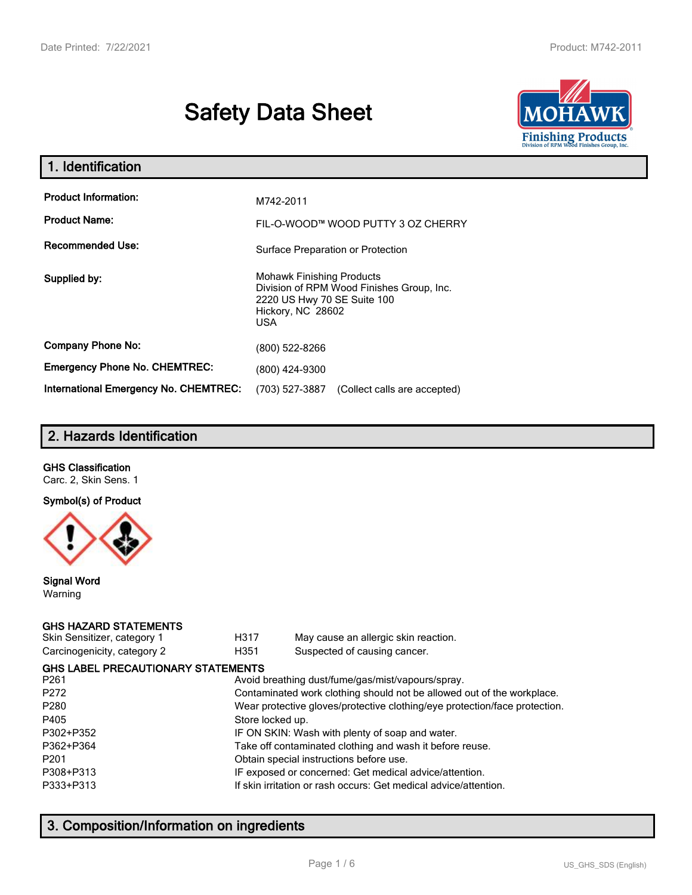# Safety Data Sheet

## 1. Identification

| | |
|---|---|
| **Product Information:** | M742-2011 |
| **Product Name:** | FIL-O-WOOD™ WOOD PUTTY 3 OZ CHERRY |
| **Recommended Use:** | Surface Preparation or Protection |
| **Supplied by:** | Mohawk Finishing Products<br>Division of RPM Wood Finishes Group, Inc.<br>2220 US Hwy 70 SE Suite 100<br>Hickory, NC 28602<br>USA |
| **Company Phone No:** | (800) 522-8266 |
| **Emergency Phone No. CHEMTREC:** | (800) 424-9300 |
| **International Emergency No. CHEMTREC:** | (703) 527-3887 (Collect calls are accepted) |

## 2. Hazards Identification

**GHS Classification**

Carc. 2, Skin Sens. 1

**Symbol(s) of Product**

**Signal Word**

Warning

**GHS HAZARD STATEMENTS**

| | | |
|---|---|---|
| Skin Sensitizer, category 1 | H317 | May cause an allergic skin reaction. |
| Carcinogenicity, category 2 | H351 | Suspected of causing cancer. |

**GHS LABEL PRECAUTIONARY STATEMENTS**

| | |
|---|---|
| P261 | Avoid breathing dust/fume/gas/mist/vapours/spray. |
| P272 | Contaminated work clothing should not be allowed out of the workplace. |
| P280 | Wear protective gloves/protective clothing/eye protection/face protection. |
| P405 | Store locked up. |
| P302+P352 | IF ON SKIN: Wash with plenty of soap and water. |
| P362+P364 | Take off contaminated clothing and wash it before reuse. |
| P201 | Obtain special instructions before use. |
| P308+P313 | IF exposed or concerned: Get medical advice/attention. |
| P333+P313 | If skin irritation or rash occurs: Get medical advice/attention. |

## 3. Composition/Information on ingredients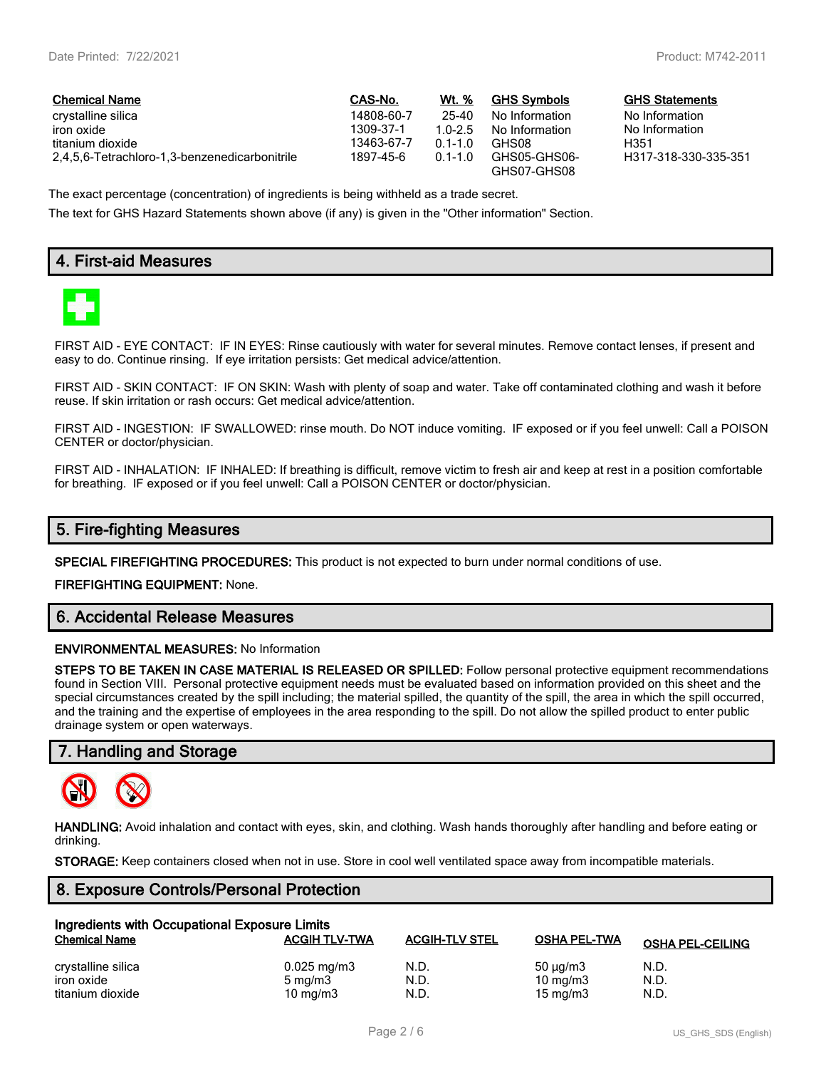| Chemical Name | CAS-No. | Wt. % | GHS Symbols | GHS Statements |
|---|---|---|---|---|
| crystalline silica | 14808-60-7 | 25-40 | No Information | No Information |
| iron oxide | 1309-37-1 | 1.0-2.5 | No Information | No Information |
| titanium dioxide | 13463-67-7 | 0.1-1.0 | GHS08 | H351 |
| 2,4,5,6-Tetrachloro-1,3-benzenedicarbonitrile | 1897-45-6 | 0.1-1.0 | GHS05-GHS06-GHS07-GHS08 | H317-318-330-335-351 |

The exact percentage (concentration) of ingredients is being withheld as a trade secret.

The text for GHS Hazard Statements shown above (if any) is given in the "Other information" Section.

## 4. First-aid Measures

FIRST AID - EYE CONTACT: IF IN EYES: Rinse cautiously with water for several minutes. Remove contact lenses, if present and easy to do. Continue rinsing. If eye irritation persists: Get medical advice/attention.

FIRST AID - SKIN CONTACT: IF ON SKIN: Wash with plenty of soap and water. Take off contaminated clothing and wash it before reuse. If skin irritation or rash occurs: Get medical advice/attention.

FIRST AID - INGESTION: IF SWALLOWED: rinse mouth. Do NOT induce vomiting. IF exposed or if you feel unwell: Call a POISON CENTER or doctor/physician.

FIRST AID - INHALATION: IF INHALED: If breathing is difficult, remove victim to fresh air and keep at rest in a position comfortable for breathing. IF exposed or if you feel unwell: Call a POISON CENTER or doctor/physician.

## 5. Fire-fighting Measures

**SPECIAL FIREFIGHTING PROCEDURES:** This product is not expected to burn under normal conditions of use.

**FIREFIGHTING EQUIPMENT:** None.

## 6. Accidental Release Measures

**ENVIRONMENTAL MEASURES:** No Information

**STEPS TO BE TAKEN IN CASE MATERIAL IS RELEASED OR SPILLED:** Follow personal protective equipment recommendations found in Section VIII. Personal protective equipment needs must be evaluated based on information provided on this sheet and the special circumstances created by the spill including; the material spilled, the quantity of the spill, the area in which the spill occurred, and the training and the expertise of employees in the area responding to the spill. Do not allow the spilled product to enter public drainage system or open waterways.

## 7. Handling and Storage

**HANDLING:** Avoid inhalation and contact with eyes, skin, and clothing. Wash hands thoroughly after handling and before eating or drinking.

**STORAGE:** Keep containers closed when not in use. Store in cool well ventilated space away from incompatible materials.

## 8. Exposure Controls/Personal Protection

**Ingredients with Occupational Exposure Limits**

| Chemical Name | ACGIH TLV-TWA | ACGIH-TLV STEL | OSHA PEL-TWA | OSHA PEL-CEILING |
|---|---|---|---|---|
| crystalline silica | 0.025 mg/m3 | N.D. | 50 µg/m3 | N.D. |
| iron oxide | 5 mg/m3 | N.D. | 10 mg/m3 | N.D. |
| titanium dioxide | 10 mg/m3 | N.D. | 15 mg/m3 | N.D. |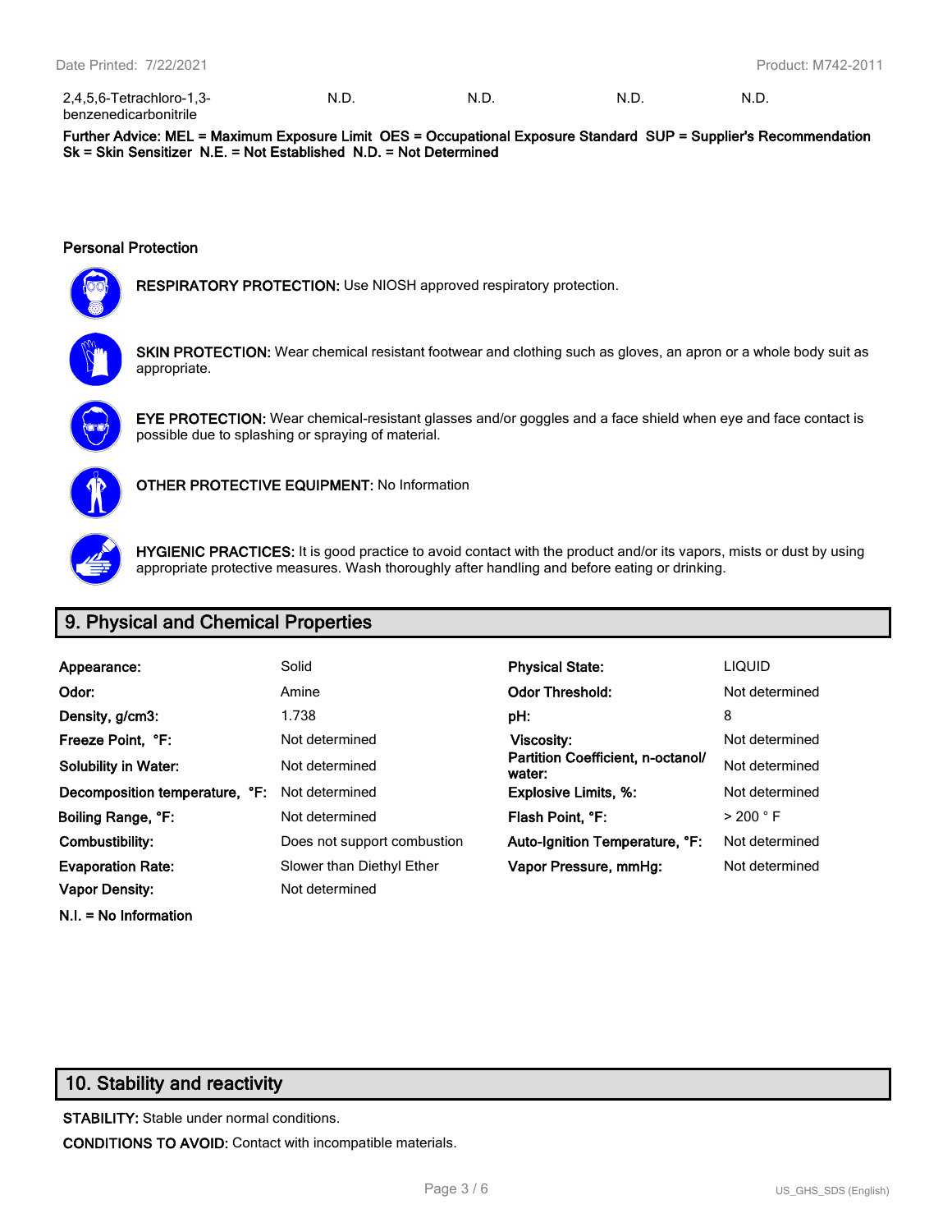| 2,4,5,6-Tetrachloro-1,3-benzenedicarbonitrile | N.D. | N.D. | N.D. | N.D. |
|---|---|---|---|---|

**Further Advice: MEL = Maximum Exposure Limit OES = Occupational Exposure Standard SUP = Supplier's Recommendation Sk = Skin Sensitizer N.E. = Not Established N.D. = Not Determined**

### Personal Protection

**RESPIRATORY PROTECTION:** Use NIOSH approved respiratory protection.

**SKIN PROTECTION:** Wear chemical resistant footwear and clothing such as gloves, an apron or a whole body suit as appropriate.

**EYE PROTECTION:** Wear chemical-resistant glasses and/or goggles and a face shield when eye and face contact is possible due to splashing or spraying of material.

**OTHER PROTECTIVE EQUIPMENT:** No Information

**HYGIENIC PRACTICES:** It is good practice to avoid contact with the product and/or its vapors, mists or dust by using appropriate protective measures. Wash thoroughly after handling and before eating or drinking.

## 9. Physical and Chemical Properties

| | | | |
|---|---|---|---|
| **Appearance:** | Solid | **Physical State:** | LIQUID |
| **Odor:** | Amine | **Odor Threshold:** | Not determined |
| **Density, g/cm3:** | 1.738 | **pH:** | 8 |
| **Freeze Point, °F:** | Not determined | **Viscosity:** | Not determined |
| **Solubility in Water:** | Not determined | **Partition Coefficient, n-octanol/ water:** | Not determined |
| **Decomposition temperature, °F:** | Not determined | **Explosive Limits, %:** | Not determined |
| **Boiling Range, °F:** | Not determined | **Flash Point, °F:** | > 200 ° F |
| **Combustibility:** | Does not support combustion | **Auto-Ignition Temperature, °F:** | Not determined |
| **Evaporation Rate:** | Slower than Diethyl Ether | **Vapor Pressure, mmHg:** | Not determined |
| **Vapor Density:** | Not determined | | |

**N.I. = No Information**

## 10. Stability and reactivity

**STABILITY:** Stable under normal conditions.

**CONDITIONS TO AVOID:** Contact with incompatible materials.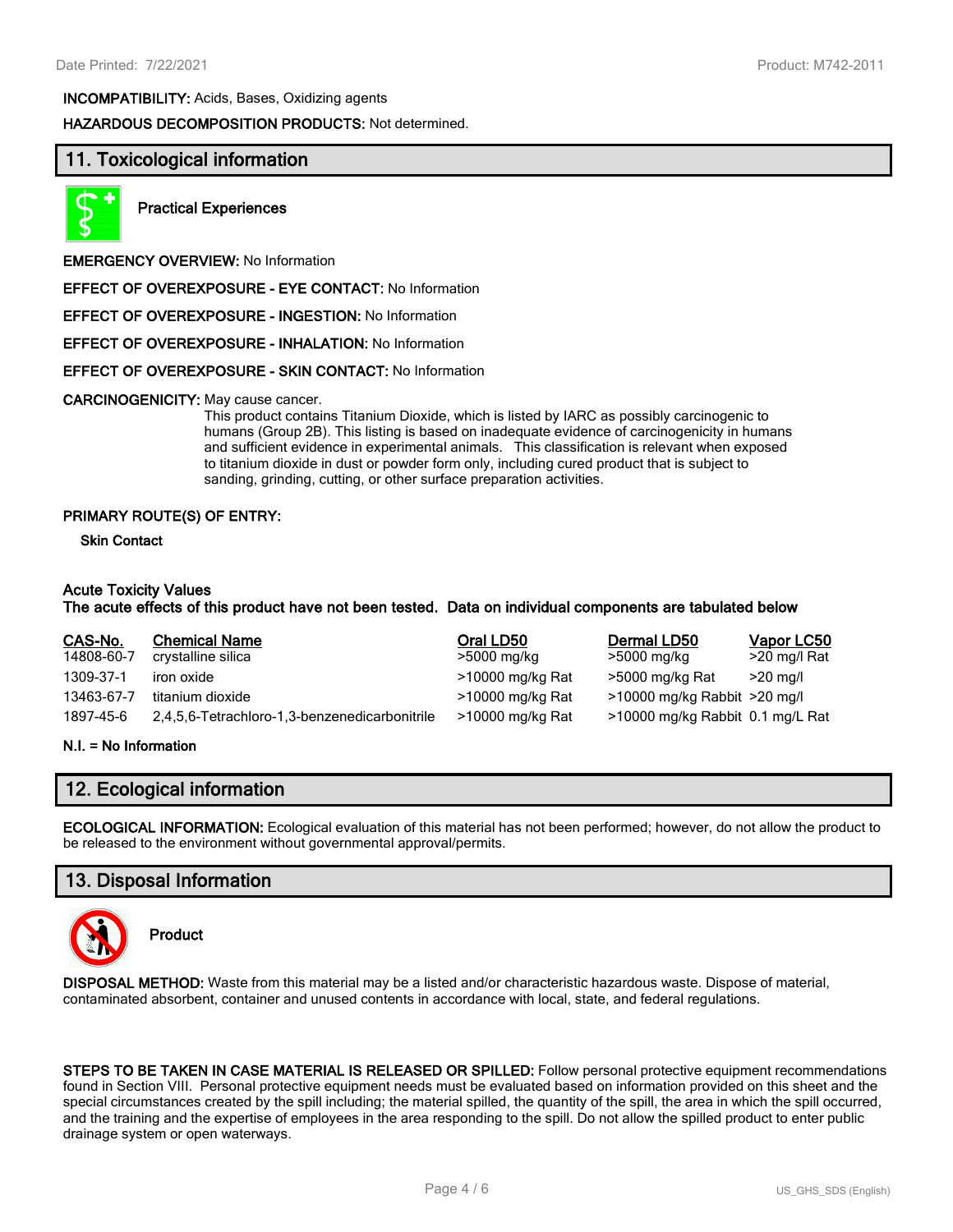**INCOMPATIBILITY:** Acids, Bases, Oxidizing agents

**HAZARDOUS DECOMPOSITION PRODUCTS:** Not determined.

## 11. Toxicological information

**Practical Experiences**

**EMERGENCY OVERVIEW:** No Information

**EFFECT OF OVEREXPOSURE - EYE CONTACT:** No Information

**EFFECT OF OVEREXPOSURE - INGESTION:** No Information

**EFFECT OF OVEREXPOSURE - INHALATION:** No Information

**EFFECT OF OVEREXPOSURE - SKIN CONTACT:** No Information

**CARCINOGENICITY:** May cause cancer.

This product contains Titanium Dioxide, which is listed by IARC as possibly carcinogenic to humans (Group 2B). This listing is based on inadequate evidence of carcinogenicity in humans and sufficient evidence in experimental animals. This classification is relevant when exposed to titanium dioxide in dust or powder form only, including cured product that is subject to sanding, grinding, cutting, or other surface preparation activities.

**PRIMARY ROUTE(S) OF ENTRY:**

**Skin Contact**

**Acute Toxicity Values**
**The acute effects of this product have not been tested. Data on individual components are tabulated below**

| CAS-No. | Chemical Name | Oral LD50 | Dermal LD50 | Vapor LC50 |
|---|---|---|---|---|
| 14808-60-7 | crystalline silica | >5000 mg/kg | >5000 mg/kg | >20 mg/l Rat |
| 1309-37-1 | iron oxide | >10000 mg/kg Rat | >5000 mg/kg Rat | >20 mg/l |
| 13463-67-7 | titanium dioxide | >10000 mg/kg Rat | >10000 mg/kg Rabbit | >20 mg/l |
| 1897-45-6 | 2,4,5,6-Tetrachloro-1,3-benzenedicarbonitrile | >10000 mg/kg Rat | >10000 mg/kg Rabbit | 0.1 mg/L Rat |

**N.I. = No Information**

## 12. Ecological information

**ECOLOGICAL INFORMATION:** Ecological evaluation of this material has not been performed; however, do not allow the product to be released to the environment without governmental approval/permits.

## 13. Disposal Information

**Product**

**DISPOSAL METHOD:** Waste from this material may be a listed and/or characteristic hazardous waste. Dispose of material, contaminated absorbent, container and unused contents in accordance with local, state, and federal regulations.

**STEPS TO BE TAKEN IN CASE MATERIAL IS RELEASED OR SPILLED:** Follow personal protective equipment recommendations found in Section VIII. Personal protective equipment needs must be evaluated based on information provided on this sheet and the special circumstances created by the spill including; the material spilled, the quantity of the spill, the area in which the spill occurred, and the training and the expertise of employees in the area responding to the spill. Do not allow the spilled product to enter public drainage system or open waterways.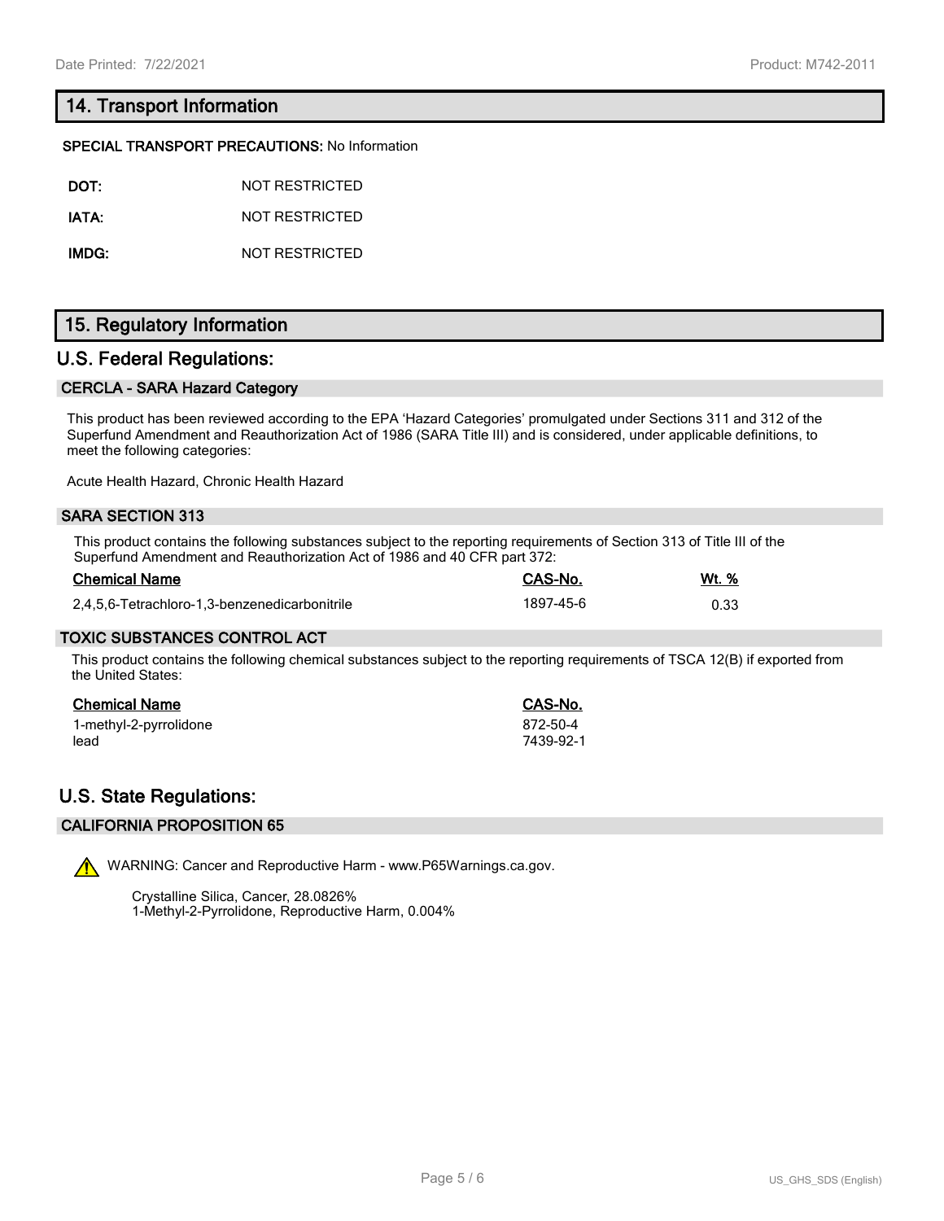## 14. Transport Information

**SPECIAL TRANSPORT PRECAUTIONS:** No Information

| | |
|---|---|
| **DOT:** | NOT RESTRICTED |
| **IATA:** | NOT RESTRICTED |
| **IMDG:** | NOT RESTRICTED |

## 15. Regulatory Information

## U.S. Federal Regulations:

### CERCLA - SARA Hazard Category

This product has been reviewed according to the EPA 'Hazard Categories' promulgated under Sections 311 and 312 of the Superfund Amendment and Reauthorization Act of 1986 (SARA Title III) and is considered, under applicable definitions, to meet the following categories:

Acute Health Hazard, Chronic Health Hazard

### SARA SECTION 313

This product contains the following substances subject to the reporting requirements of Section 313 of Title III of the Superfund Amendment and Reauthorization Act of 1986 and 40 CFR part 372:

| Chemical Name | CAS-No. | Wt. % |
|---|---|---|
| 2,4,5,6-Tetrachloro-1,3-benzenedicarbonitrile | 1897-45-6 | 0.33 |

### TOXIC SUBSTANCES CONTROL ACT

This product contains the following chemical substances subject to the reporting requirements of TSCA 12(B) if exported from the United States:

| Chemical Name | CAS-No. |
|---|---|
| 1-methyl-2-pyrrolidone | 872-50-4 |
| lead | 7439-92-1 |

## U.S. State Regulations:

### CALIFORNIA PROPOSITION 65

WARNING: Cancer and Reproductive Harm - www.P65Warnings.ca.gov.

Crystalline Silica, Cancer, 28.0826%
1-Methyl-2-Pyrrolidone, Reproductive Harm, 0.004%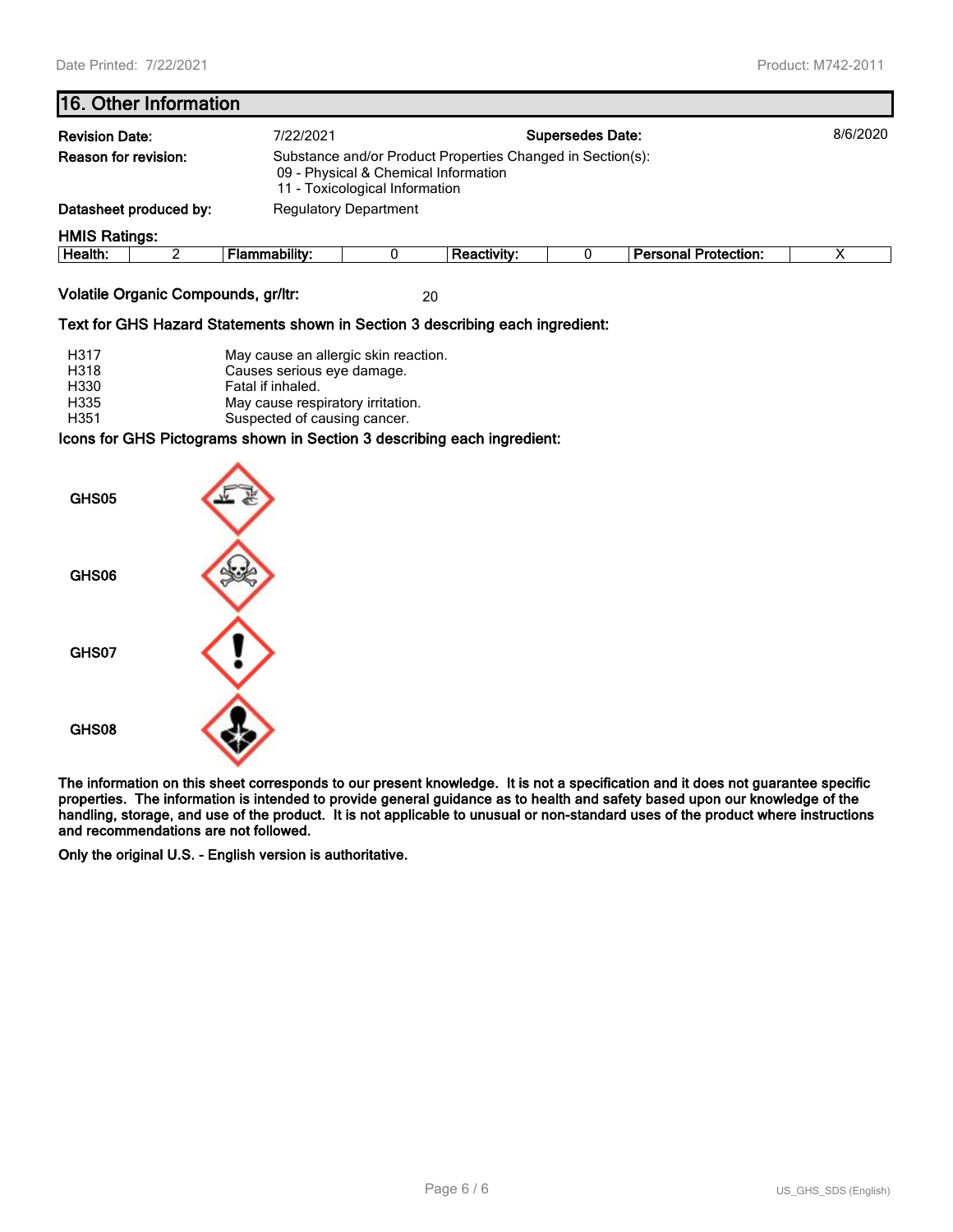## 16. Other Information

**Revision Date:** 7/22/2021 **Supersedes Date:** 8/6/2020

**Reason for revision:** Substance and/or Product Properties Changed in Section(s):
09 - Physical & Chemical Information
11 - Toxicological Information

**Datasheet produced by:** Regulatory Department

**HMIS Ratings:**

| Health: | 2 | Flammability: | 0 | Reactivity: | 0 | Personal Protection: | X |
|---|---|---|---|---|---|---|---|

**Volatile Organic Compounds, gr/ltr:** 20

**Text for GHS Hazard Statements shown in Section 3 describing each ingredient:**

| | |
|---|---|
| H317 | May cause an allergic skin reaction. |
| H318 | Causes serious eye damage. |
| H330 | Fatal if inhaled. |
| H335 | May cause respiratory irritation. |
| H351 | Suspected of causing cancer. |

**Icons for GHS Pictograms shown in Section 3 describing each ingredient:**

GHS05

GHS06

GHS07

GHS08

**The information on this sheet corresponds to our present knowledge. It is not a specification and it does not guarantee specific properties. The information is intended to provide general guidance as to health and safety based upon our knowledge of the handling, storage, and use of the product. It is not applicable to unusual or non-standard uses of the product where instructions and recommendations are not followed.**

**Only the original U.S. - English version is authoritative.**